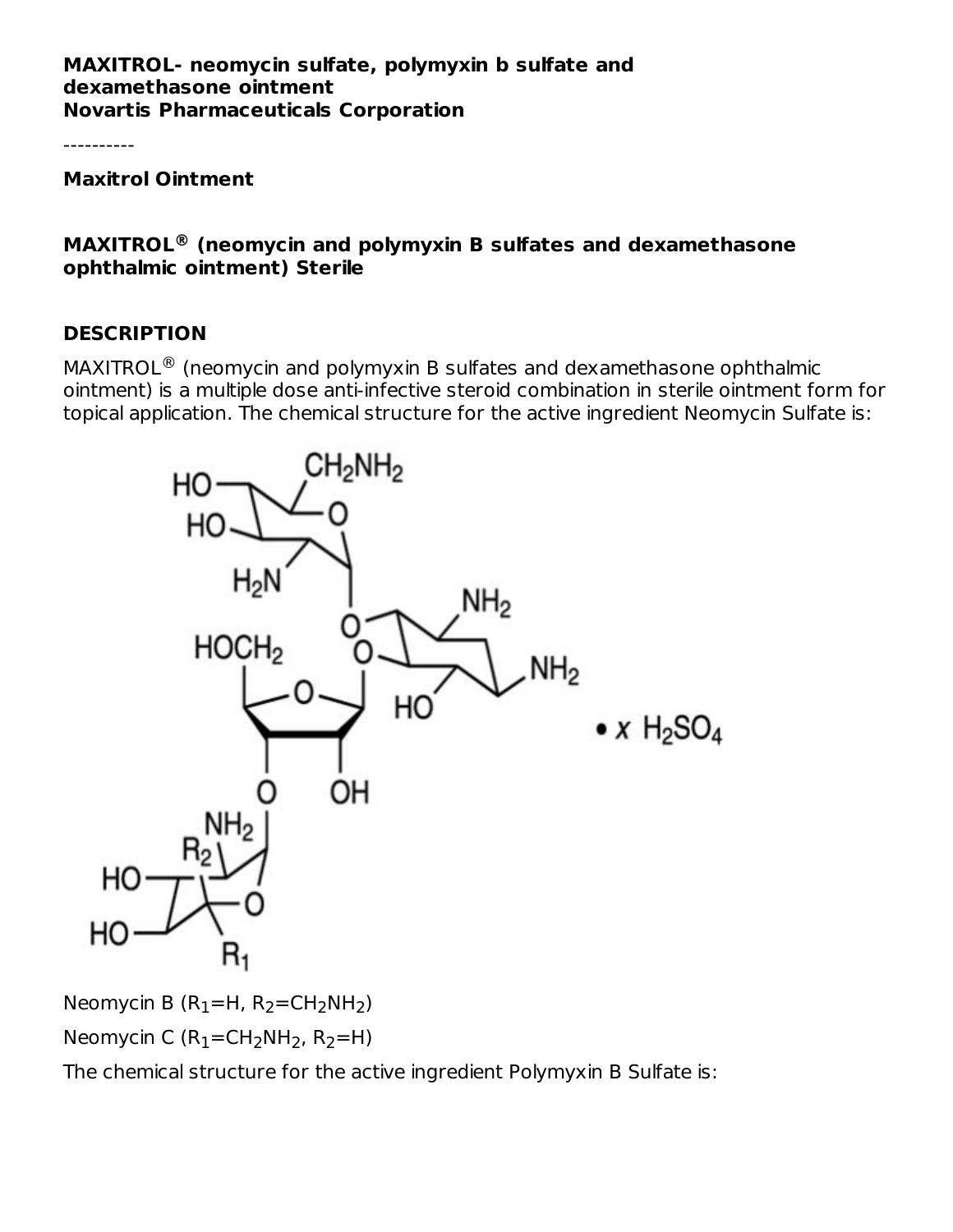**MAXITROL- neomycin sulfate, polymyxin b sulfate and dexamethasone ointment**
**Novartis Pharmaceuticals Corporation**

----------

**Maxitrol Ointment**

**MAXITROL® (neomycin and polymyxin B sulfates and dexamethasone ophthalmic ointment) Sterile**

## DESCRIPTION

MAXITROL® (neomycin and polymyxin B sulfates and dexamethasone ophthalmic ointment) is a multiple dose anti-infective steroid combination in sterile ointment form for topical application. The chemical structure for the active ingredient Neomycin Sulfate is:

Neomycin B ($R_1$=H, $R_2$=$CH_2NH_2$)

Neomycin C ($R_1$=$CH_2NH_2$, $R_2$=H)

The chemical structure for the active ingredient Polymyxin B Sulfate is: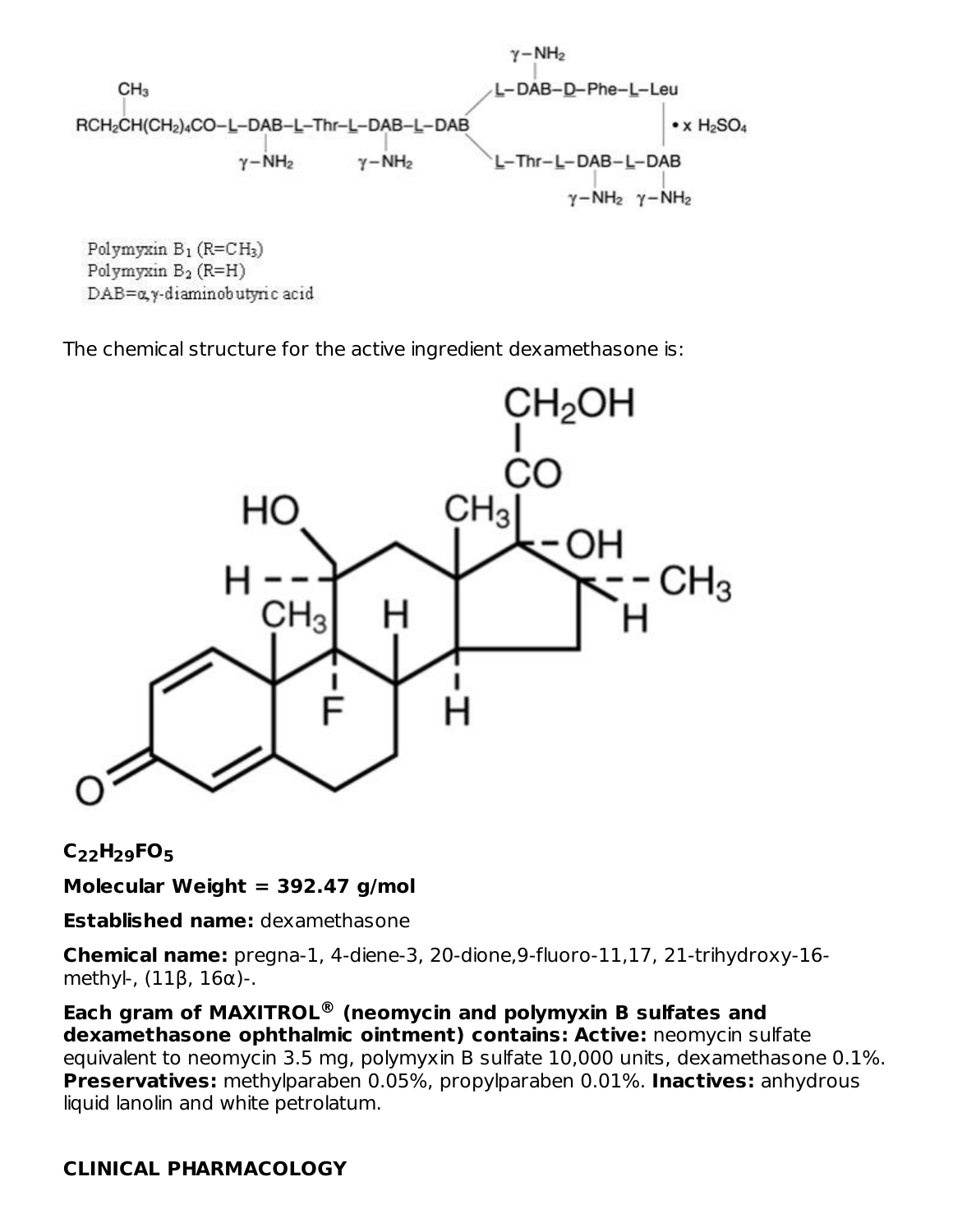Polymyxin $B_1$ (R=$CH_3$)
Polymyxin $B_2$ (R=H)
DAB=α,γ-diaminobutyric acid

The chemical structure for the active ingredient dexamethasone is:

**$C_{22}H_{29}FO_5$**

**Molecular Weight = 392.47 g/mol**

**Established name:** dexamethasone

**Chemical name:** pregna-1, 4-diene-3, 20-dione,9-fluoro-11,17, 21-trihydroxy-16-methyl-, (11β, 16α)-.

**Each gram of MAXITROL® (neomycin and polymyxin B sulfates and dexamethasone ophthalmic ointment) contains: Active:** neomycin sulfate equivalent to neomycin 3.5 mg, polymyxin B sulfate 10,000 units, dexamethasone 0.1%. **Preservatives:** methylparaben 0.05%, propylparaben 0.01%. **Inactives:** anhydrous liquid lanolin and white petrolatum.

## CLINICAL PHARMACOLOGY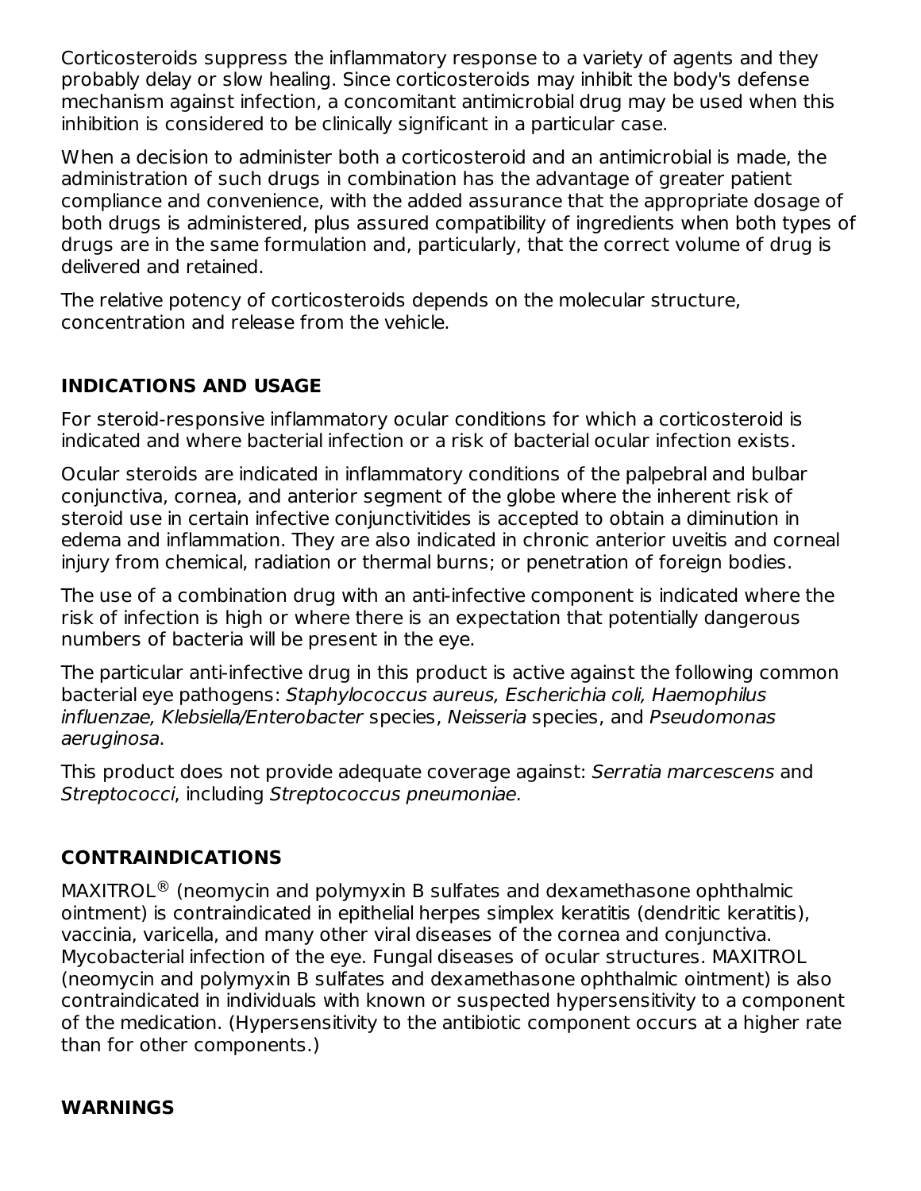Corticosteroids suppress the inflammatory response to a variety of agents and they probably delay or slow healing. Since corticosteroids may inhibit the body's defense mechanism against infection, a concomitant antimicrobial drug may be used when this inhibition is considered to be clinically significant in a particular case.

When a decision to administer both a corticosteroid and an antimicrobial is made, the administration of such drugs in combination has the advantage of greater patient compliance and convenience, with the added assurance that the appropriate dosage of both drugs is administered, plus assured compatibility of ingredients when both types of drugs are in the same formulation and, particularly, that the correct volume of drug is delivered and retained.

The relative potency of corticosteroids depends on the molecular structure, concentration and release from the vehicle.

## INDICATIONS AND USAGE

For steroid-responsive inflammatory ocular conditions for which a corticosteroid is indicated and where bacterial infection or a risk of bacterial ocular infection exists.

Ocular steroids are indicated in inflammatory conditions of the palpebral and bulbar conjunctiva, cornea, and anterior segment of the globe where the inherent risk of steroid use in certain infective conjunctivitides is accepted to obtain a diminution in edema and inflammation. They are also indicated in chronic anterior uveitis and corneal injury from chemical, radiation or thermal burns; or penetration of foreign bodies.

The use of a combination drug with an anti-infective component is indicated where the risk of infection is high or where there is an expectation that potentially dangerous numbers of bacteria will be present in the eye.

The particular anti-infective drug in this product is active against the following common bacterial eye pathogens: *Staphylococcus aureus, Escherichia coli, Haemophilus influenzae, Klebsiella/Enterobacter* species, *Neisseria* species, and *Pseudomonas aeruginosa*.

This product does not provide adequate coverage against: *Serratia marcescens* and *Streptococci*, including *Streptococcus pneumoniae*.

## CONTRAINDICATIONS

MAXITROL® (neomycin and polymyxin B sulfates and dexamethasone ophthalmic ointment) is contraindicated in epithelial herpes simplex keratitis (dendritic keratitis), vaccinia, varicella, and many other viral diseases of the cornea and conjunctiva. Mycobacterial infection of the eye. Fungal diseases of ocular structures. MAXITROL (neomycin and polymyxin B sulfates and dexamethasone ophthalmic ointment) is also contraindicated in individuals with known or suspected hypersensitivity to a component of the medication. (Hypersensitivity to the antibiotic component occurs at a higher rate than for other components.)

## WARNINGS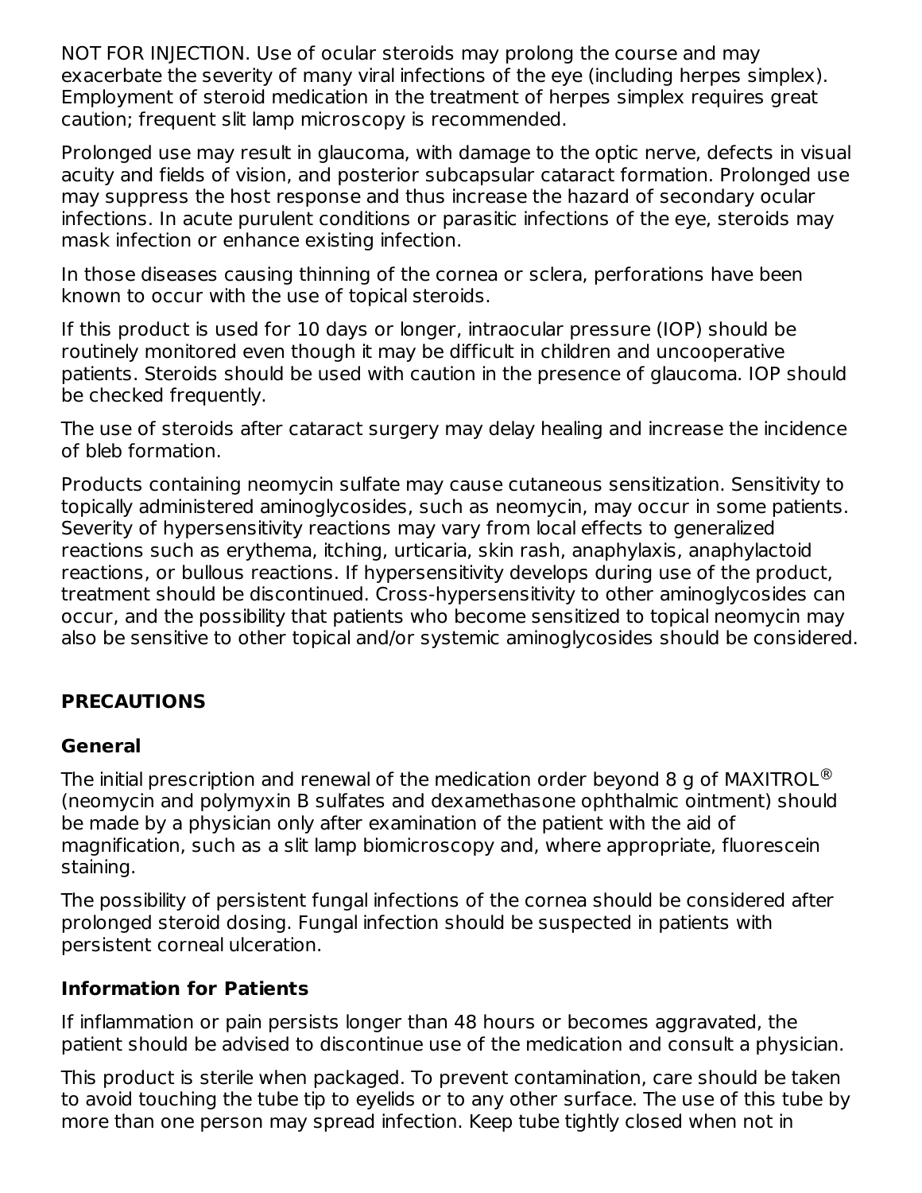NOT FOR INJECTION. Use of ocular steroids may prolong the course and may exacerbate the severity of many viral infections of the eye (including herpes simplex). Employment of steroid medication in the treatment of herpes simplex requires great caution; frequent slit lamp microscopy is recommended.

Prolonged use may result in glaucoma, with damage to the optic nerve, defects in visual acuity and fields of vision, and posterior subcapsular cataract formation. Prolonged use may suppress the host response and thus increase the hazard of secondary ocular infections. In acute purulent conditions or parasitic infections of the eye, steroids may mask infection or enhance existing infection.

In those diseases causing thinning of the cornea or sclera, perforations have been known to occur with the use of topical steroids.

If this product is used for 10 days or longer, intraocular pressure (IOP) should be routinely monitored even though it may be difficult in children and uncooperative patients. Steroids should be used with caution in the presence of glaucoma. IOP should be checked frequently.

The use of steroids after cataract surgery may delay healing and increase the incidence of bleb formation.

Products containing neomycin sulfate may cause cutaneous sensitization. Sensitivity to topically administered aminoglycosides, such as neomycin, may occur in some patients. Severity of hypersensitivity reactions may vary from local effects to generalized reactions such as erythema, itching, urticaria, skin rash, anaphylaxis, anaphylactoid reactions, or bullous reactions. If hypersensitivity develops during use of the product, treatment should be discontinued. Cross-hypersensitivity to other aminoglycosides can occur, and the possibility that patients who become sensitized to topical neomycin may also be sensitive to other topical and/or systemic aminoglycosides should be considered.

## PRECAUTIONS

### General

The initial prescription and renewal of the medication order beyond 8 g of MAXITROL® (neomycin and polymyxin B sulfates and dexamethasone ophthalmic ointment) should be made by a physician only after examination of the patient with the aid of magnification, such as a slit lamp biomicroscopy and, where appropriate, fluorescein staining.

The possibility of persistent fungal infections of the cornea should be considered after prolonged steroid dosing. Fungal infection should be suspected in patients with persistent corneal ulceration.

### Information for Patients

If inflammation or pain persists longer than 48 hours or becomes aggravated, the patient should be advised to discontinue use of the medication and consult a physician.

This product is sterile when packaged. To prevent contamination, care should be taken to avoid touching the tube tip to eyelids or to any other surface. The use of this tube by more than one person may spread infection. Keep tube tightly closed when not in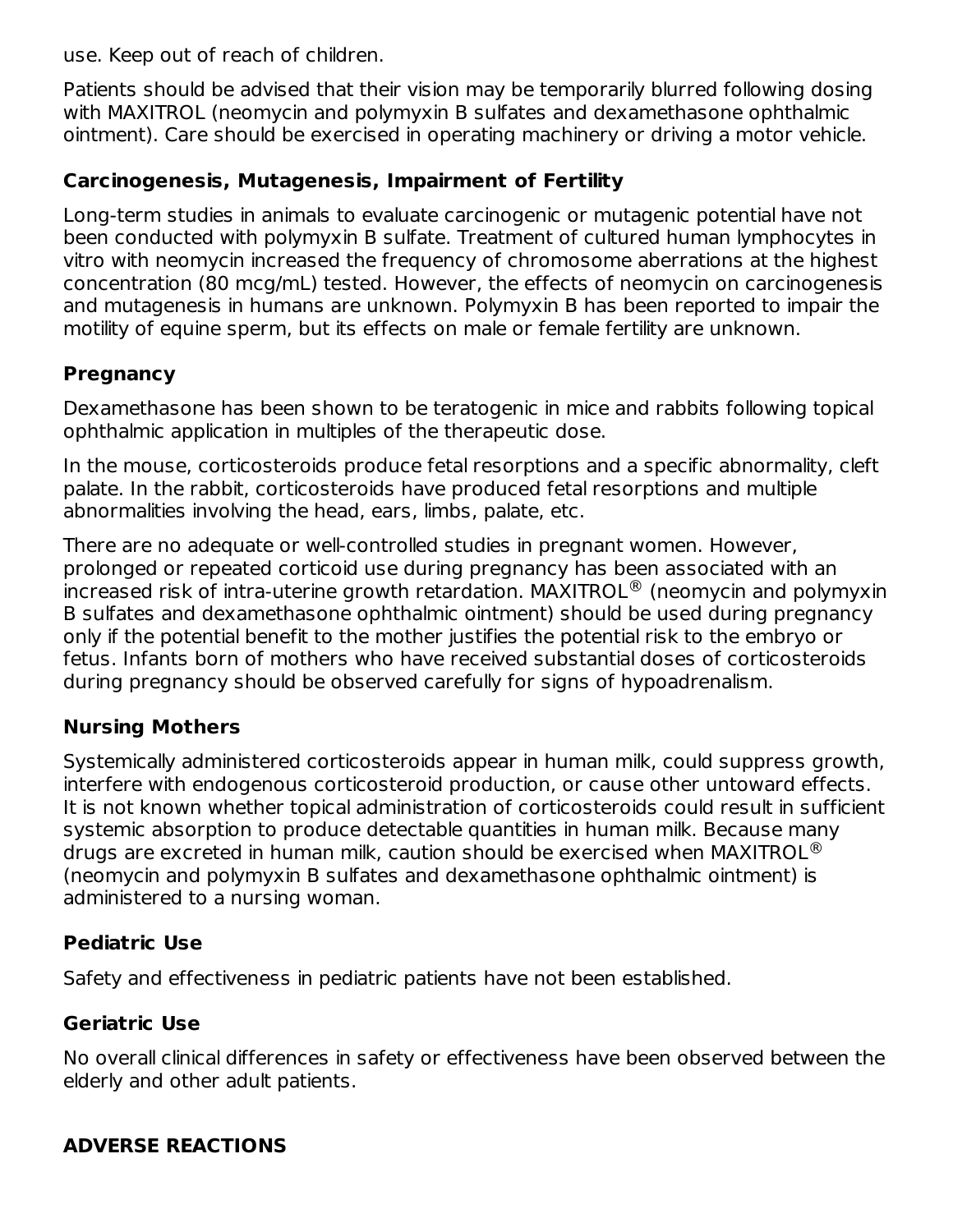use. Keep out of reach of children.

Patients should be advised that their vision may be temporarily blurred following dosing with MAXITROL (neomycin and polymyxin B sulfates and dexamethasone ophthalmic ointment). Care should be exercised in operating machinery or driving a motor vehicle.

### Carcinogenesis, Mutagenesis, Impairment of Fertility

Long-term studies in animals to evaluate carcinogenic or mutagenic potential have not been conducted with polymyxin B sulfate. Treatment of cultured human lymphocytes in vitro with neomycin increased the frequency of chromosome aberrations at the highest concentration (80 mcg/mL) tested. However, the effects of neomycin on carcinogenesis and mutagenesis in humans are unknown. Polymyxin B has been reported to impair the motility of equine sperm, but its effects on male or female fertility are unknown.

### Pregnancy

Dexamethasone has been shown to be teratogenic in mice and rabbits following topical ophthalmic application in multiples of the therapeutic dose.

In the mouse, corticosteroids produce fetal resorptions and a specific abnormality, cleft palate. In the rabbit, corticosteroids have produced fetal resorptions and multiple abnormalities involving the head, ears, limbs, palate, etc.

There are no adequate or well-controlled studies in pregnant women. However, prolonged or repeated corticoid use during pregnancy has been associated with an increased risk of intra-uterine growth retardation. MAXITROL® (neomycin and polymyxin B sulfates and dexamethasone ophthalmic ointment) should be used during pregnancy only if the potential benefit to the mother justifies the potential risk to the embryo or fetus. Infants born of mothers who have received substantial doses of corticosteroids during pregnancy should be observed carefully for signs of hypoadrenalism.

### Nursing Mothers

Systemically administered corticosteroids appear in human milk, could suppress growth, interfere with endogenous corticosteroid production, or cause other untoward effects. It is not known whether topical administration of corticosteroids could result in sufficient systemic absorption to produce detectable quantities in human milk. Because many drugs are excreted in human milk, caution should be exercised when MAXITROL® (neomycin and polymyxin B sulfates and dexamethasone ophthalmic ointment) is administered to a nursing woman.

### Pediatric Use

Safety and effectiveness in pediatric patients have not been established.

### Geriatric Use

No overall clinical differences in safety or effectiveness have been observed between the elderly and other adult patients.

## ADVERSE REACTIONS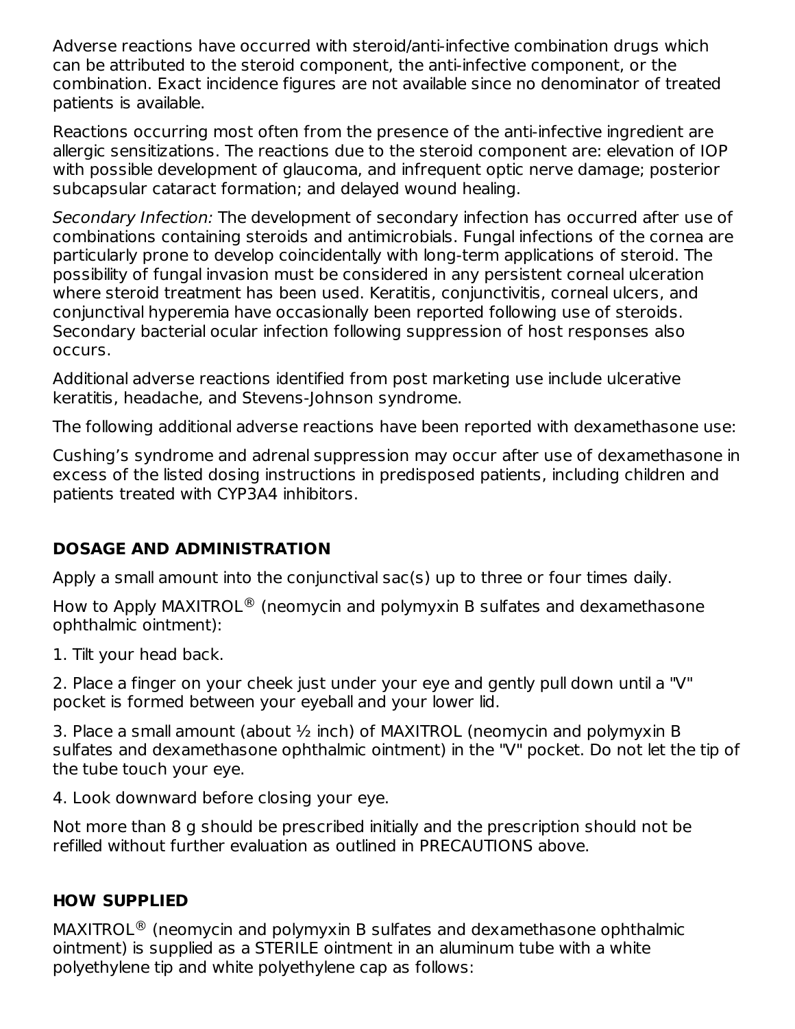Adverse reactions have occurred with steroid/anti-infective combination drugs which can be attributed to the steroid component, the anti-infective component, or the combination. Exact incidence figures are not available since no denominator of treated patients is available.

Reactions occurring most often from the presence of the anti-infective ingredient are allergic sensitizations. The reactions due to the steroid component are: elevation of IOP with possible development of glaucoma, and infrequent optic nerve damage; posterior subcapsular cataract formation; and delayed wound healing.

*Secondary Infection:* The development of secondary infection has occurred after use of combinations containing steroids and antimicrobials. Fungal infections of the cornea are particularly prone to develop coincidentally with long-term applications of steroid. The possibility of fungal invasion must be considered in any persistent corneal ulceration where steroid treatment has been used. Keratitis, conjunctivitis, corneal ulcers, and conjunctival hyperemia have occasionally been reported following use of steroids. Secondary bacterial ocular infection following suppression of host responses also occurs.

Additional adverse reactions identified from post marketing use include ulcerative keratitis, headache, and Stevens-Johnson syndrome.

The following additional adverse reactions have been reported with dexamethasone use:

Cushing's syndrome and adrenal suppression may occur after use of dexamethasone in excess of the listed dosing instructions in predisposed patients, including children and patients treated with CYP3A4 inhibitors.

## DOSAGE AND ADMINISTRATION

Apply a small amount into the conjunctival sac(s) up to three or four times daily.

How to Apply MAXITROL® (neomycin and polymyxin B sulfates and dexamethasone ophthalmic ointment):

1. Tilt your head back.

2. Place a finger on your cheek just under your eye and gently pull down until a "V" pocket is formed between your eyeball and your lower lid.

3. Place a small amount (about ½ inch) of MAXITROL (neomycin and polymyxin B sulfates and dexamethasone ophthalmic ointment) in the "V" pocket. Do not let the tip of the tube touch your eye.

4. Look downward before closing your eye.

Not more than 8 g should be prescribed initially and the prescription should not be refilled without further evaluation as outlined in PRECAUTIONS above.

## HOW SUPPLIED

MAXITROL® (neomycin and polymyxin B sulfates and dexamethasone ophthalmic ointment) is supplied as a STERILE ointment in an aluminum tube with a white polyethylene tip and white polyethylene cap as follows: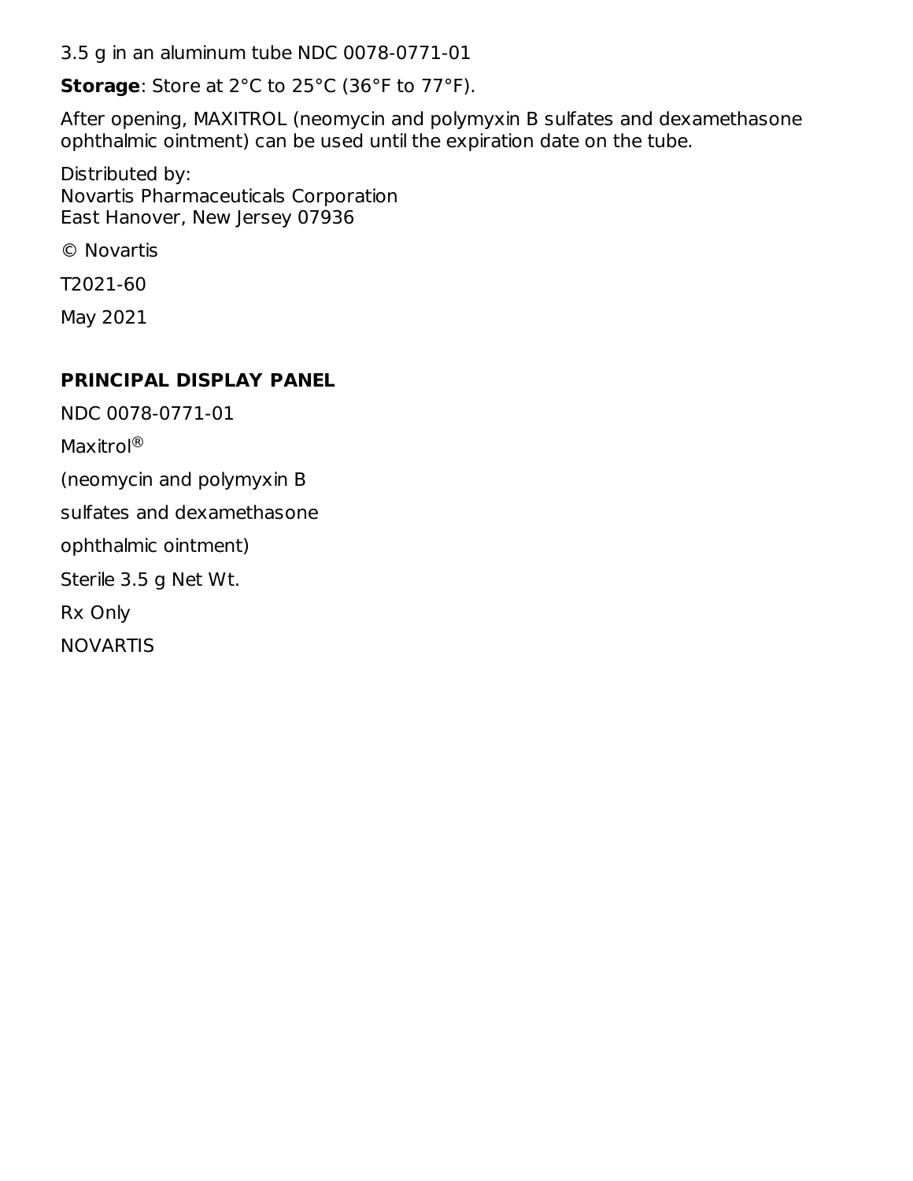3.5 g in an aluminum tube NDC 0078-0771-01

**Storage**: Store at 2°C to 25°C (36°F to 77°F).

After opening, MAXITROL (neomycin and polymyxin B sulfates and dexamethasone ophthalmic ointment) can be used until the expiration date on the tube.

Distributed by:
Novartis Pharmaceuticals Corporation
East Hanover, New Jersey 07936

© Novartis

T2021-60

May 2021

**PRINCIPAL DISPLAY PANEL**

NDC 0078-0771-01

Maxitrol®

(neomycin and polymyxin B

sulfates and dexamethasone

ophthalmic ointment)

Sterile 3.5 g Net Wt.

Rx Only

NOVARTIS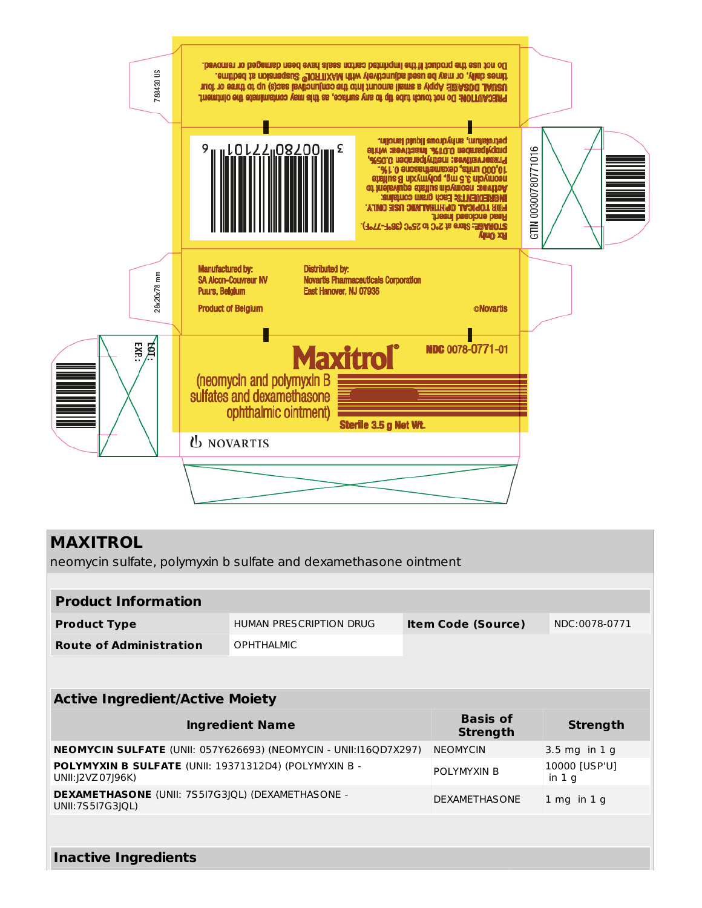Do not use the product if the imprinted carton seals have been damaged or removed.

**PRECAUTION:** Do not touch tube tip to any surface, as this may contaminate the ointment.

**USUAL DOSAGE:** Apply a small amount into the conjunctival sac(s) up to three or four times daily, or may be used adjunctively with MAXITROL® Suspension at bedtime.

788430 US

Rx Only

**STORAGE:** Store at 2°C to 25°C (36°F–77°F).

Read enclosed insert.

FOR TOPICAL OPHTHALMIC USE ONLY.

**INGREDIENTS:** Each gram contains: **Actives:** neomycin sulfate equivalent to neomycin 3.5 mg, polymyxin B sulfate 10,000 units, dexamethasone 0.1%. **Preservatives:** methylparaben 0.05%, propylparaben 0.01%. **Inactives:** white petrolatum, anhydrous liquid lanolin.

3 00780 77101 6

GTIN 00300780771016

Manufactured by:
SA Alcon-Couvreur NV
Puurs, Belgium

Product of Belgium

Distributed by:
Novartis Pharmaceuticals Corporation
East Hanover, NJ 07936

©Novartis

28x20x78 mm

LOT:
EXP.:

**Maxitrol®**

NDC 0078-0771-01

(neomycin and polymyxin B sulfates and dexamethasone ophthalmic ointment)

Sterile 3.5 g Net Wt.

NOVARTIS

## MAXITROL

neomycin sulfate, polymyxin b sulfate and dexamethasone ointment

| Product Information | | | |
|---|---|---|---|
| **Product Type** | HUMAN PRESCRIPTION DRUG | **Item Code (Source)** | NDC:0078-0771 |
| **Route of Administration** | OPHTHALMIC | | |

| Active Ingredient/Active Moiety | | |
|---|---|---|
| **Ingredient Name** | **Basis of Strength** | **Strength** |
| **NEOMYCIN SULFATE** (UNII: 057Y626693) (NEOMYCIN - UNII:I16QD7X297) | NEOMYCIN | 3.5 mg in 1 g |
| **POLYMYXIN B SULFATE** (UNII: 19371312D4) (POLYMYXIN B - UNII:J2VZ07J96K) | POLYMYXIN B | 10000 [USP'U] in 1 g |
| **DEXAMETHASONE** (UNII: 7S5I7G3JQL) (DEXAMETHASONE - UNII:7S5I7G3JQL) | DEXAMETHASONE | 1 mg in 1 g |

| Inactive Ingredients |
|---|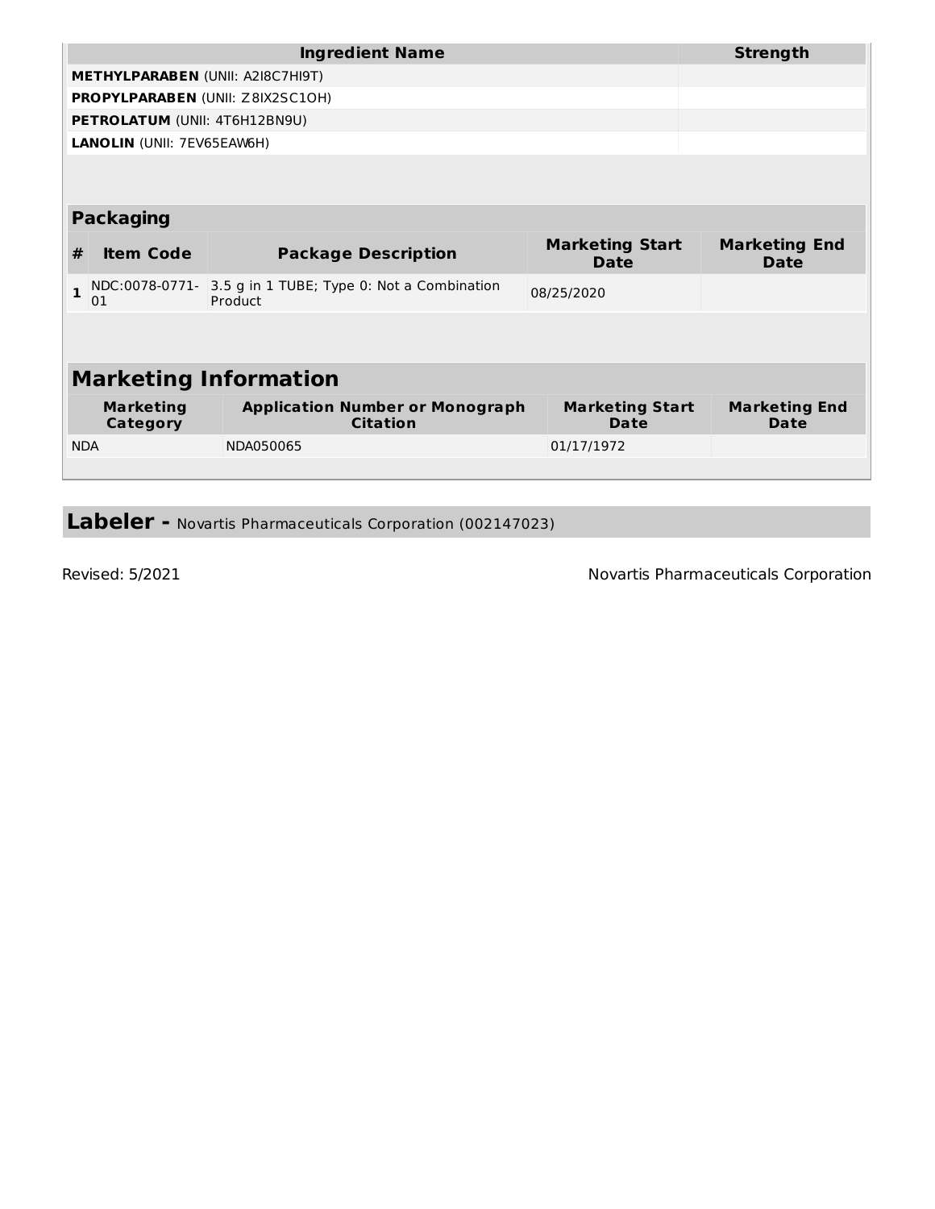| Ingredient Name | Strength |
|---|---|
| **METHYLPARABEN** (UNII: A2I8C7HI9T) | |
| **PROPYLPARABEN** (UNII: Z8IX2SC1OH) | |
| **PETROLATUM** (UNII: 4T6H12BN9U) | |
| **LANOLIN** (UNII: 7EV65EAW6H) | |

## Packaging

| # | Item Code | Package Description | Marketing Start Date | Marketing End Date |
|---|---|---|---|---|
| 1 | NDC:0078-0771-01 | 3.5 g in 1 TUBE; Type 0: Not a Combination Product | 08/25/2020 | |

## Marketing Information

| Marketing Category | Application Number or Monograph Citation | Marketing Start Date | Marketing End Date |
|---|---|---|---|
| NDA | NDA050065 | 01/17/1972 | |

## Labeler - Novartis Pharmaceuticals Corporation (002147023)

Revised: 5/2021

Novartis Pharmaceuticals Corporation